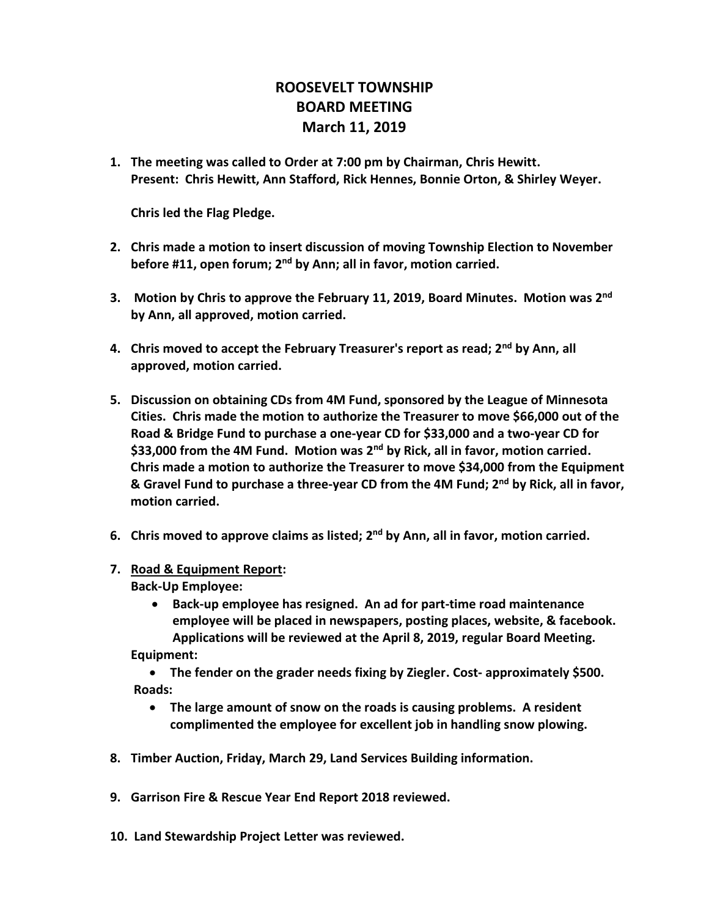# ROOSEVELT TOWNSHIP
# BOARD MEETING
# March 11, 2019

1. **The meeting was called to Order at 7:00 pm by Chairman, Chris Hewitt.**
   **Present: Chris Hewitt, Ann Stafford, Rick Hennes, Bonnie Orton, & Shirley Weyer.**

   **Chris led the Flag Pledge.**

2. **Chris made a motion to insert discussion of moving Township Election to November before #11, open forum; 2nd by Ann; all in favor, motion carried.**

3. **Motion by Chris to approve the February 11, 2019, Board Minutes. Motion was 2nd by Ann, all approved, motion carried.**

4. **Chris moved to accept the February Treasurer's report as read; 2nd by Ann, all approved, motion carried.**

5. **Discussion on obtaining CDs from 4M Fund, sponsored by the League of Minnesota Cities. Chris made the motion to authorize the Treasurer to move $66,000 out of the Road & Bridge Fund to purchase a one-year CD for $33,000 and a two-year CD for $33,000 from the 4M Fund. Motion was 2nd by Rick, all in favor, motion carried. Chris made a motion to authorize the Treasurer to move $34,000 from the Equipment & Gravel Fund to purchase a three-year CD from the 4M Fund; 2nd by Rick, all in favor, motion carried.**

6. **Chris moved to approve claims as listed; 2nd by Ann, all in favor, motion carried.**

7. **Road & Equipment Report:**
   **Back-Up Employee:**
   - **Back-up employee has resigned. An ad for part-time road maintenance employee will be placed in newspapers, posting places, website, & facebook. Applications will be reviewed at the April 8, 2019, regular Board Meeting.**

   **Equipment:**
   - **The fender on the grader needs fixing by Ziegler. Cost- approximately $500.**

   **Roads:**
   - **The large amount of snow on the roads is causing problems. A resident complimented the employee for excellent job in handling snow plowing.**

8. **Timber Auction, Friday, March 29, Land Services Building information.**

9. **Garrison Fire & Rescue Year End Report 2018 reviewed.**

10. **Land Stewardship Project Letter was reviewed.**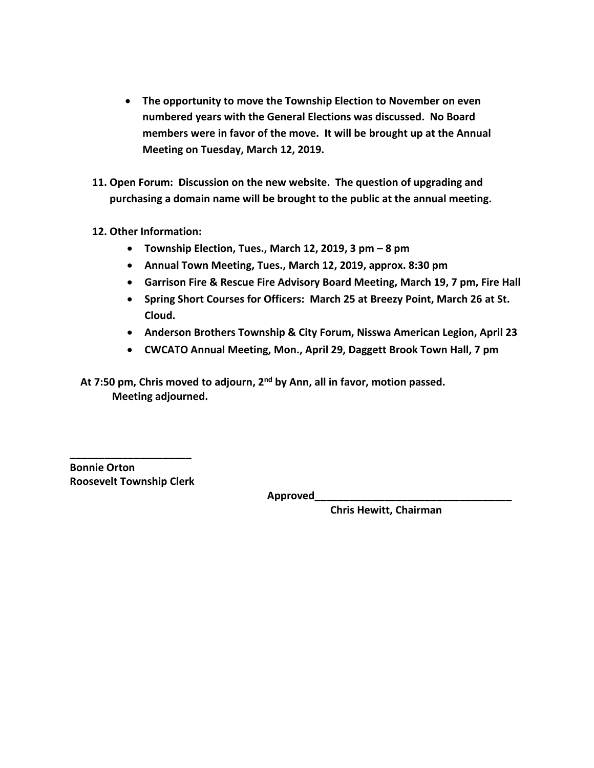- **The opportunity to move the Township Election to November on even numbered years with the General Elections was discussed. No Board members were in favor of the move. It will be brought up at the Annual Meeting on Tuesday, March 12, 2019.**

**11. Open Forum: Discussion on the new website. The question of upgrading and purchasing a domain name will be brought to the public at the annual meeting.**

**12. Other Information:**

- **Township Election, Tues., March 12, 2019, 3 pm – 8 pm**
- **Annual Town Meeting, Tues., March 12, 2019, approx. 8:30 pm**
- **Garrison Fire & Rescue Fire Advisory Board Meeting, March 19, 7 pm, Fire Hall**
- **Spring Short Courses for Officers: March 25 at Breezy Point, March 26 at St. Cloud.**
- **Anderson Brothers Township & City Forum, Nisswa American Legion, April 23**
- **CWCATO Annual Meeting, Mon., April 29, Daggett Brook Town Hall, 7 pm**

**At 7:50 pm, Chris moved to adjourn, 2nd by Ann, all in favor, motion passed. Meeting adjourned.**

**_____________________**
**Bonnie Orton**
**Roosevelt Township Clerk**

**Approved___________________________________**
**Chris Hewitt, Chairman**